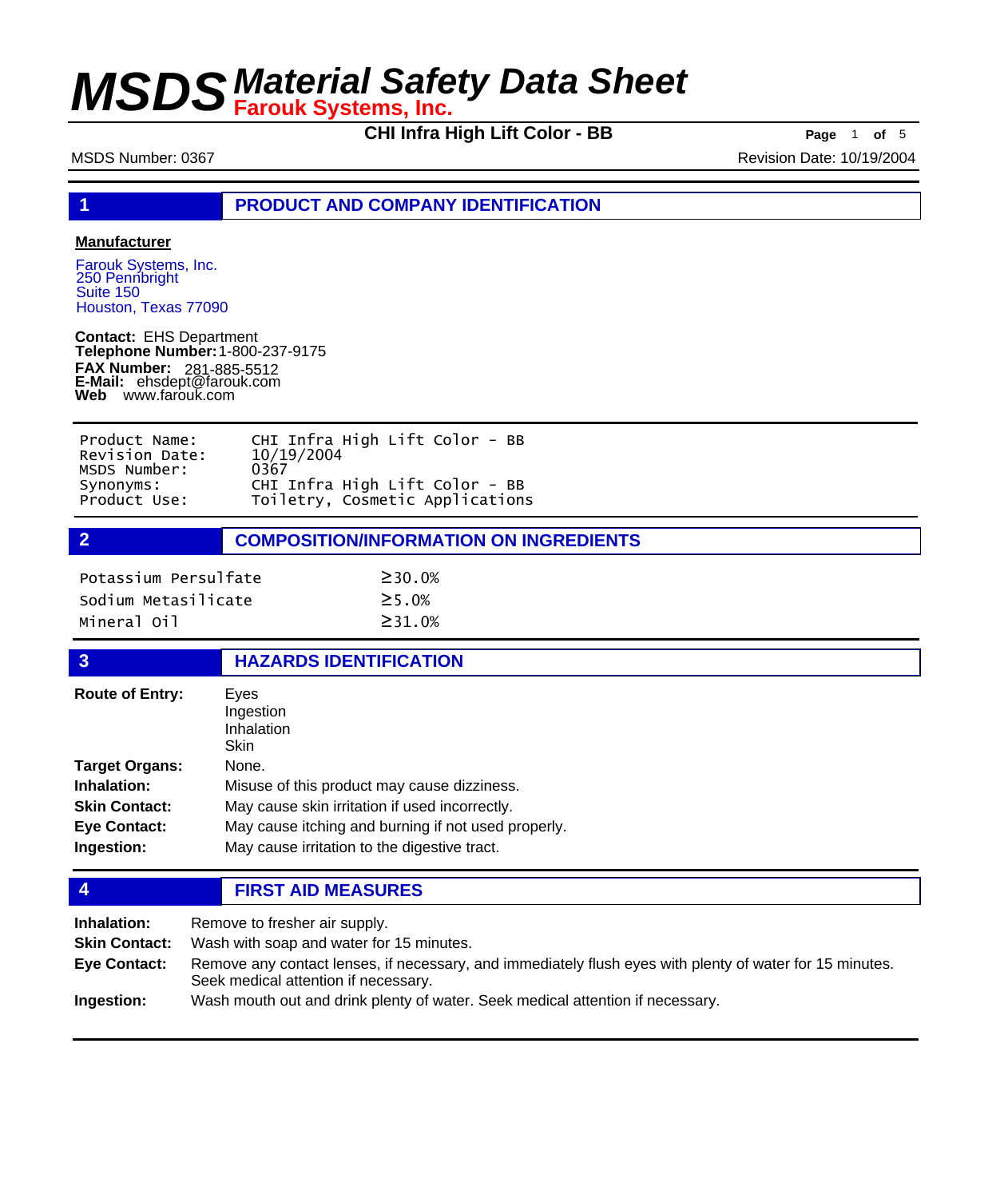# MSDS Material Safety Data Sheet

**Farouk Systems, Inc.**

**CHI Infra High Lift Color - BB**

MSDS Number: 0367

Revision Date: 10/19/2004

## 1 PRODUCT AND COMPANY IDENTIFICATION

**Manufacturer**

Farouk Systems, Inc.
250 Pennbright
Suite 150
Houston, Texas 77090

**Contact:** EHS Department
**Telephone Number:** 1-800-237-9175
**FAX Number:** 281-885-5512
**E-Mail:** ehsdept@farouk.com
**Web** www.farouk.com

| | |
|---|---|
| Product Name: | CHI Infra High Lift Color - BB |
| Revision Date: | 10/19/2004 |
| MSDS Number: | 0367 |
| Synonyms: | CHI Infra High Lift Color - BB |
| Product Use: | Toiletry, Cosmetic Applications |

## 2 COMPOSITION/INFORMATION ON INGREDIENTS

| | |
|---|---|
| Potassium Persulfate | ≥30.0% |
| Sodium Metasilicate | ≥5.0% |
| Mineral Oil | ≥31.0% |

## 3 HAZARDS IDENTIFICATION

**Route of Entry:** Eyes
Ingestion
Inhalation
Skin

**Target Organs:** None.

**Inhalation:** Misuse of this product may cause dizziness.

**Skin Contact:** May cause skin irritation if used incorrectly.

**Eye Contact:** May cause itching and burning if not used properly.

**Ingestion:** May cause irritation to the digestive tract.

## 4 FIRST AID MEASURES

**Inhalation:** Remove to fresher air supply.

**Skin Contact:** Wash with soap and water for 15 minutes.

**Eye Contact:** Remove any contact lenses, if necessary, and immediately flush eyes with plenty of water for 15 minutes. Seek medical attention if necessary.

**Ingestion:** Wash mouth out and drink plenty of water. Seek medical attention if necessary.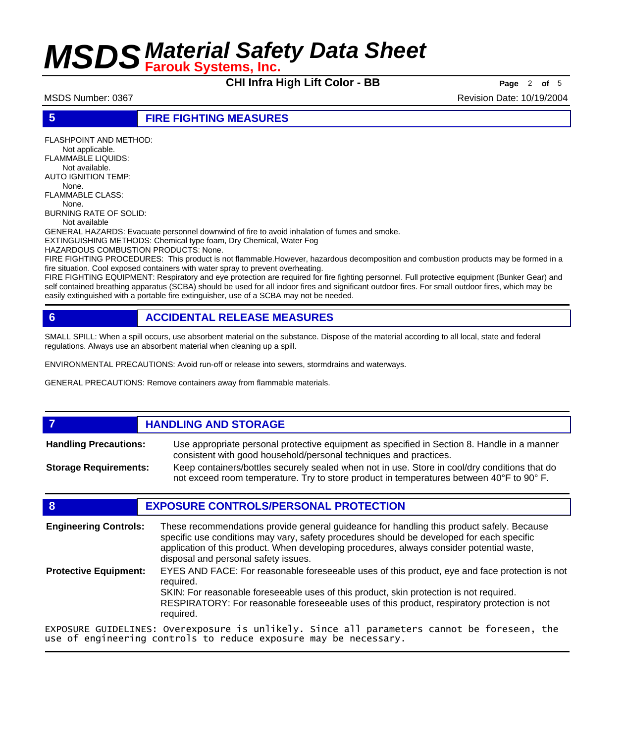## 5 FIRE FIGHTING MEASURES

FLASHPOINT AND METHOD:
Not applicable.
FLAMMABLE LIQUIDS:
Not available.
AUTO IGNITION TEMP:
None.
FLAMMABLE CLASS:
None.
BURNING RATE OF SOLID:
Not available
GENERAL HAZARDS: Evacuate personnel downwind of fire to avoid inhalation of fumes and smoke.
EXTINGUISHING METHODS: Chemical type foam, Dry Chemical, Water Fog
HAZARDOUS COMBUSTION PRODUCTS: None.
FIRE FIGHTING PROCEDURES: This product is not flammable.However, hazardous decomposition and combustion products may be formed in a fire situation. Cool exposed containers with water spray to prevent overheating.
FIRE FIGHTING EQUIPMENT: Respiratory and eye protection are required for fire fighting personnel. Full protective equipment (Bunker Gear) and self contained breathing apparatus (SCBA) should be used for all indoor fires and significant outdoor fires. For small outdoor fires, which may be easily extinguished with a portable fire extinguisher, use of a SCBA may not be needed.

## 6 ACCIDENTAL RELEASE MEASURES

SMALL SPILL: When a spill occurs, use absorbent material on the substance. Dispose of the material according to all local, state and federal regulations. Always use an absorbent material when cleaning up a spill.

ENVIRONMENTAL PRECAUTIONS: Avoid run-off or release into sewers, stormdrains and waterways.

GENERAL PRECAUTIONS: Remove containers away from flammable materials.

## 7 HANDLING AND STORAGE

**Handling Precautions:** Use appropriate personal protective equipment as specified in Section 8. Handle in a manner consistent with good household/personal techniques and practices.

**Storage Requirements:** Keep containers/bottles securely sealed when not in use. Store in cool/dry conditions that do not exceed room temperature. Try to store product in temperatures between 40°F to 90° F.

## 8 EXPOSURE CONTROLS/PERSONAL PROTECTION

**Engineering Controls:** These recommendations provide general guideance for handling this product safely. Because specific use conditions may vary, safety procedures should be developed for each specific application of this product. When developing procedures, always consider potential waste, disposal and personal safety issues.

**Protective Equipment:** EYES AND FACE: For reasonable foreseeable uses of this product, eye and face protection is not required.
SKIN: For reasonable foreseeable uses of this product, skin protection is not required.
RESPIRATORY: For reasonable foreseeable uses of this product, respiratory protection is not required.

EXPOSURE GUIDELINES: Overexposure is unlikely. Since all parameters cannot be foreseen, the use of engineering controls to reduce exposure may be necessary.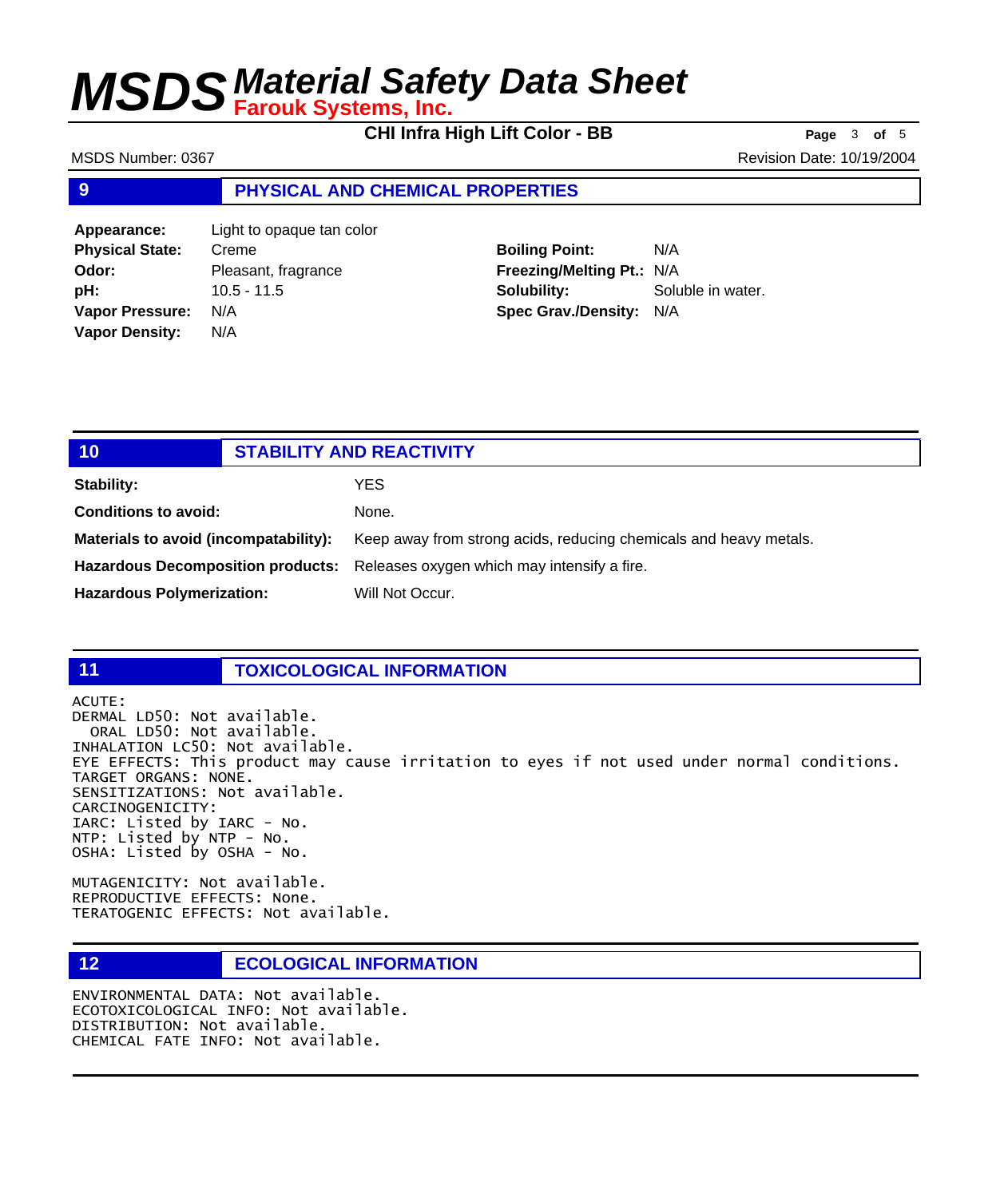## 9 PHYSICAL AND CHEMICAL PROPERTIES

| | | | |
|---|---|---|---|
| **Appearance:** | Light to opaque tan color | | |
| **Physical State:** | Creme | **Boiling Point:** | N/A |
| **Odor:** | Pleasant, fragrance | **Freezing/Melting Pt.:** | N/A |
| **pH:** | 10.5 - 11.5 | **Solubility:** | Soluble in water. |
| **Vapor Pressure:** | N/A | **Spec Grav./Density:** | N/A |
| **Vapor Density:** | N/A | | |

## 10 STABILITY AND REACTIVITY

**Stability:** YES

**Conditions to avoid:** None.

**Materials to avoid (incompatability):** Keep away from strong acids, reducing chemicals and heavy metals.

**Hazardous Decomposition products:** Releases oxygen which may intensify a fire.

**Hazardous Polymerization:** Will Not Occur.

## 11 TOXICOLOGICAL INFORMATION

ACUTE:
DERMAL LD50: Not available.
ORAL LD50: Not available.
INHALATION LC50: Not available.
EYE EFFECTS: This product may cause irritation to eyes if not used under normal conditions.
TARGET ORGANS: NONE.
SENSITIZATIONS: Not available.
CARCINOGENICITY:
IARC: Listed by IARC - No.
NTP: Listed by NTP - No.
OSHA: Listed by OSHA - No.

MUTAGENICITY: Not available.
REPRODUCTIVE EFFECTS: None.
TERATOGENIC EFFECTS: Not available.

## 12 ECOLOGICAL INFORMATION

ENVIRONMENTAL DATA: Not available.
ECOTOXICOLOGICAL INFO: Not available.
DISTRIBUTION: Not available.
CHEMICAL FATE INFO: Not available.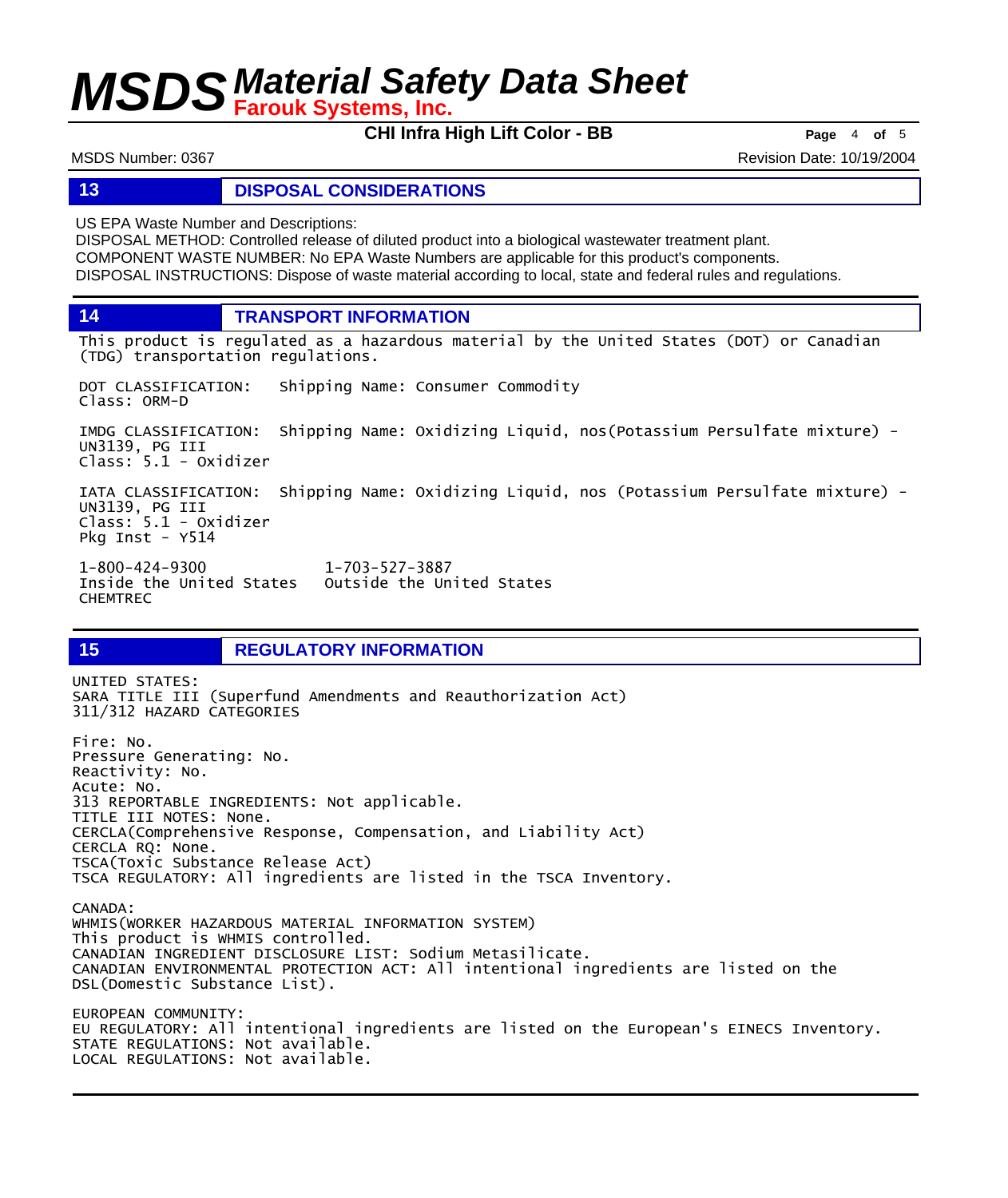## 13 DISPOSAL CONSIDERATIONS

US EPA Waste Number and Descriptions:
DISPOSAL METHOD: Controlled release of diluted product into a biological wastewater treatment plant.
COMPONENT WASTE NUMBER: No EPA Waste Numbers are applicable for this product's components.
DISPOSAL INSTRUCTIONS: Dispose of waste material according to local, state and federal rules and regulations.

## 14 TRANSPORT INFORMATION

This product is regulated as a hazardous material by the United States (DOT) or Canadian (TDG) transportation regulations.

DOT CLASSIFICATION: Shipping Name: Consumer Commodity
Class: ORM-D

IMDG CLASSIFICATION: Shipping Name: Oxidizing Liquid, nos(Potassium Persulfate mixture) - UN3139, PG III
Class: 5.1 - Oxidizer

IATA CLASSIFICATION: Shipping Name: Oxidizing Liquid, nos (Potassium Persulfate mixture) - UN3139, PG III
Class: 5.1 - Oxidizer
Pkg Inst - Y514

1-800-424-9300 Inside the United States
1-703-527-3887 Outside the United States
CHEMTREC

## 15 REGULATORY INFORMATION

UNITED STATES:
SARA TITLE III (Superfund Amendments and Reauthorization Act)
311/312 HAZARD CATEGORIES

Fire: No.
Pressure Generating: No.
Reactivity: No.
Acute: No.
313 REPORTABLE INGREDIENTS: Not applicable.
TITLE III NOTES: None.
CERCLA(Comprehensive Response, Compensation, and Liability Act)
CERCLA RQ: None.
TSCA(Toxic Substance Release Act)
TSCA REGULATORY: All ingredients are listed in the TSCA Inventory.

CANADA:
WHMIS(WORKER HAZARDOUS MATERIAL INFORMATION SYSTEM)
This product is WHMIS controlled.
CANADIAN INGREDIENT DISCLOSURE LIST: Sodium Metasilicate.
CANADIAN ENVIRONMENTAL PROTECTION ACT: All intentional ingredients are listed on the DSL(Domestic Substance List).

EUROPEAN COMMUNITY:
EU REGULATORY: All intentional ingredients are listed on the European's EINECS Inventory.
STATE REGULATIONS: Not available.
LOCAL REGULATIONS: Not available.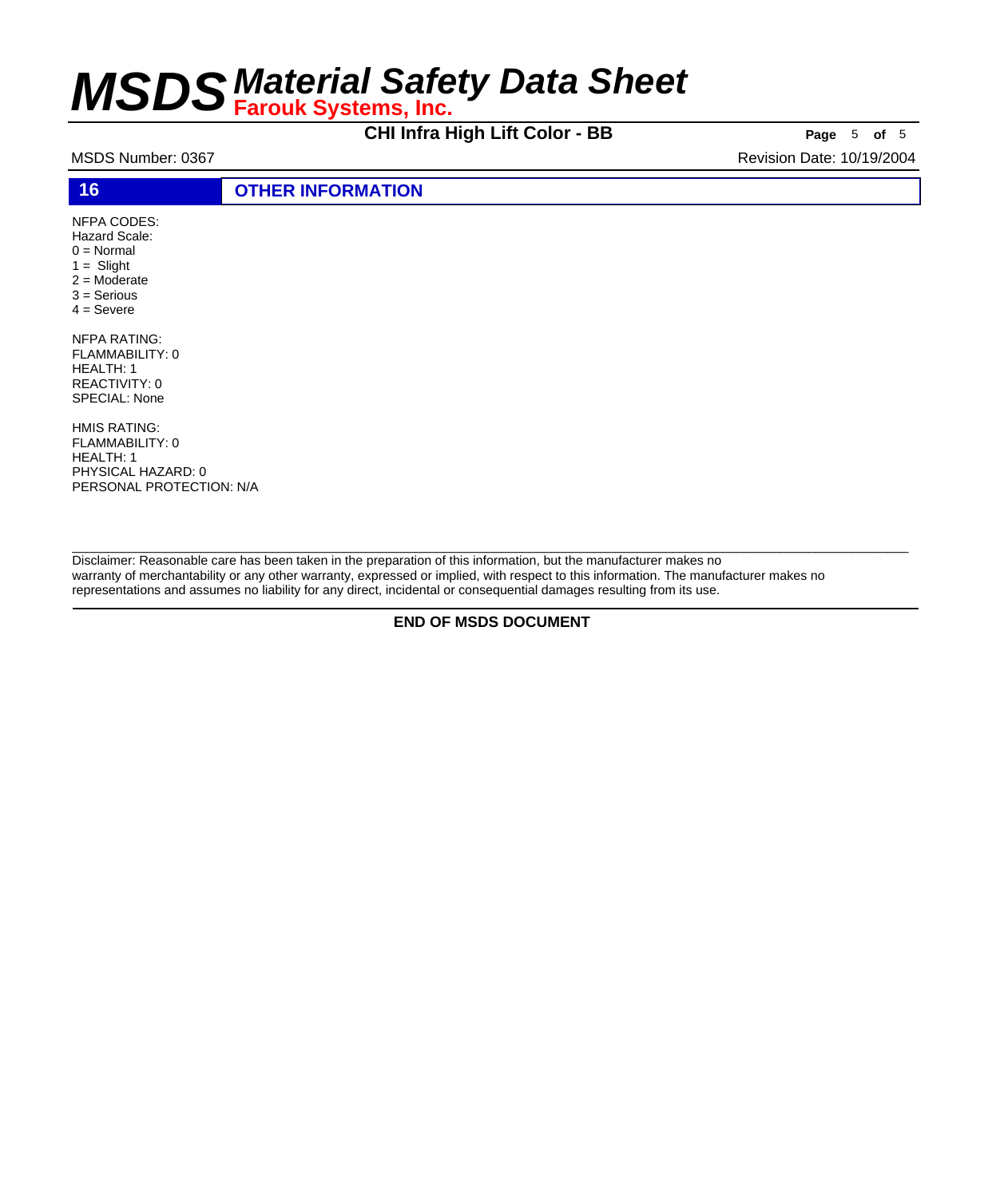## 16 OTHER INFORMATION

NFPA CODES:
Hazard Scale:
0 = Normal
1 = Slight
2 = Moderate
3 = Serious
4 = Severe

NFPA RATING:
FLAMMABILITY: 0
HEALTH: 1
REACTIVITY: 0
SPECIAL: None

HMIS RATING:
FLAMMABILITY: 0
HEALTH: 1
PHYSICAL HAZARD: 0
PERSONAL PROTECTION: N/A

---

Disclaimer: Reasonable care has been taken in the preparation of this information, but the manufacturer makes no warranty of merchantability or any other warranty, expressed or implied, with respect to this information. The manufacturer makes no representations and assumes no liability for any direct, incidental or consequential damages resulting from its use.

---

**END OF MSDS DOCUMENT**